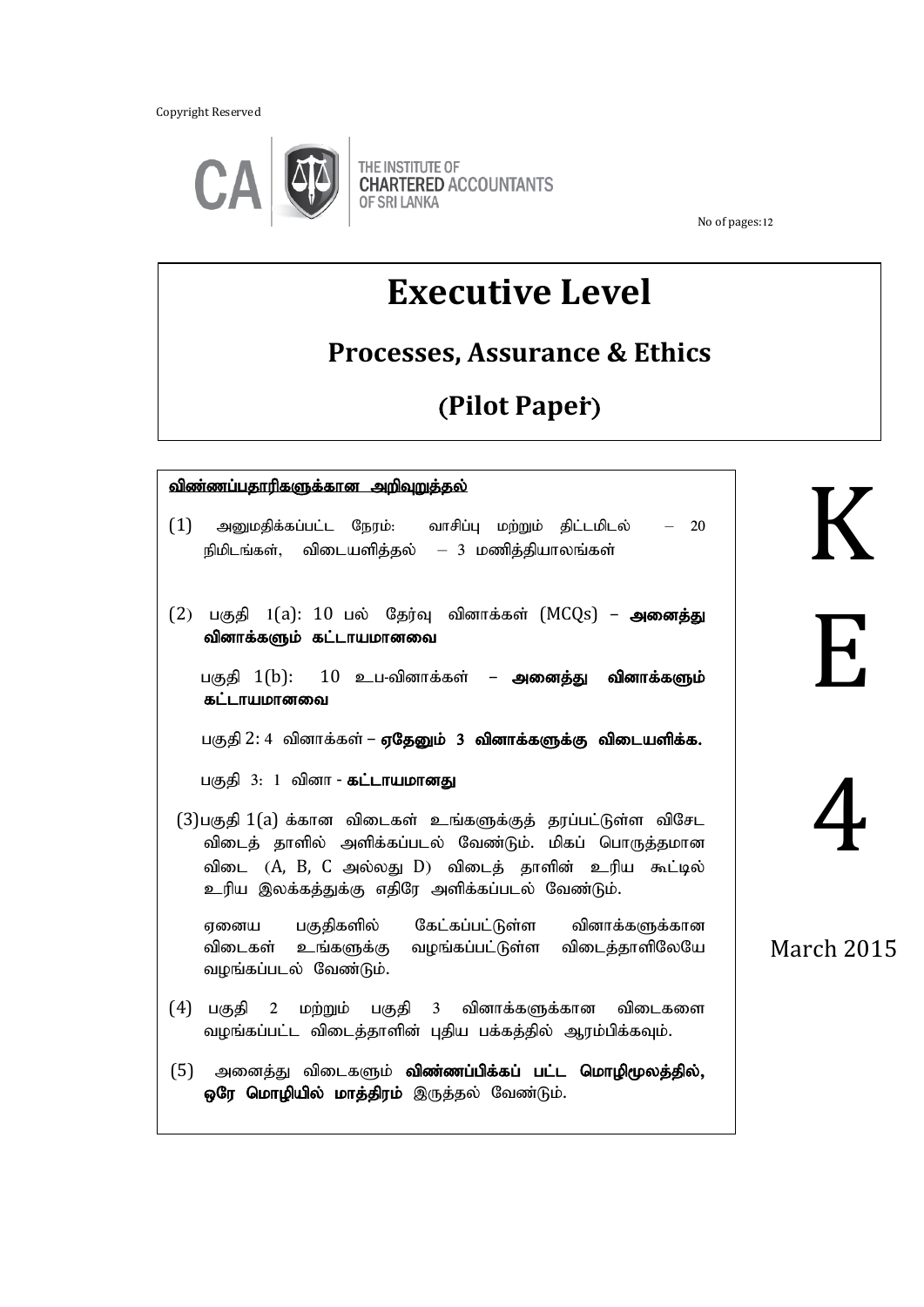Copyright Reserved

THE INSTITUTE OF CHARTERED ACCOUNTANTS OF SRI LANKA

No of pages: 12

# Executive Level

## Processes, Assurance & Ethics

## (Pilot Paper)

**KE4**

March 2015

**விண்ணப்பதாரிகளுக்கான அறிவுறுத்தல்**

(1) அனுமதிக்கப்பட்ட நேரம்: வாசிப்பு மற்றும் திட்டமிடல் – 20 நிமிடங்கள், விடையளித்தல் – 3 மணித்தியாலங்கள்

(2) பகுதி 1(a): 10 பல் தேர்வு வினாக்கள் (MCQs) – **அனைத்து வினாக்களும் கட்டாயமானவை**

பகுதி 1(b): 10 உப-வினாக்கள் – **அனைத்து வினாக்களும் கட்டாயமானவை**

பகுதி 2: 4 வினாக்கள் – **ஏதேனும் 3 வினாக்களுக்கு விடையளிக்க.**

பகுதி 3: 1 வினா - **கட்டாயமானது**

(3) பகுதி 1(a) க்கான விடைகள் உங்களுக்குத் தரப்பட்டுள்ள விசேட விடைத் தாளில் அளிக்கப்படல் வேண்டும். மிகப் பொருத்தமான விடை (A, B, C அல்லது D) விடைத் தாளின் உரிய கூட்டில் உரிய இலக்கத்துக்கு எதிரே அளிக்கப்படல் வேண்டும்.

ஏனைய பகுதிகளில் கேட்கப்பட்டுள்ள வினாக்களுக்கான விடைகள் உங்களுக்கு வழங்கப்பட்டுள்ள விடைத்தாளிலேயே வழங்கப்படல் வேண்டும்.

(4) பகுதி 2 மற்றும் பகுதி 3 வினாக்களுக்கான விடைகளை வழங்கப்பட்ட விடைத்தாளின் புதிய பக்கத்தில் ஆரம்பிக்கவும்.

(5) அனைத்து விடைகளும் **விண்ணப்பிக்கப் பட்ட மொழிமூலத்தில், ஒரே மொழியில் மாத்திரம்** இருத்தல் வேண்டும்.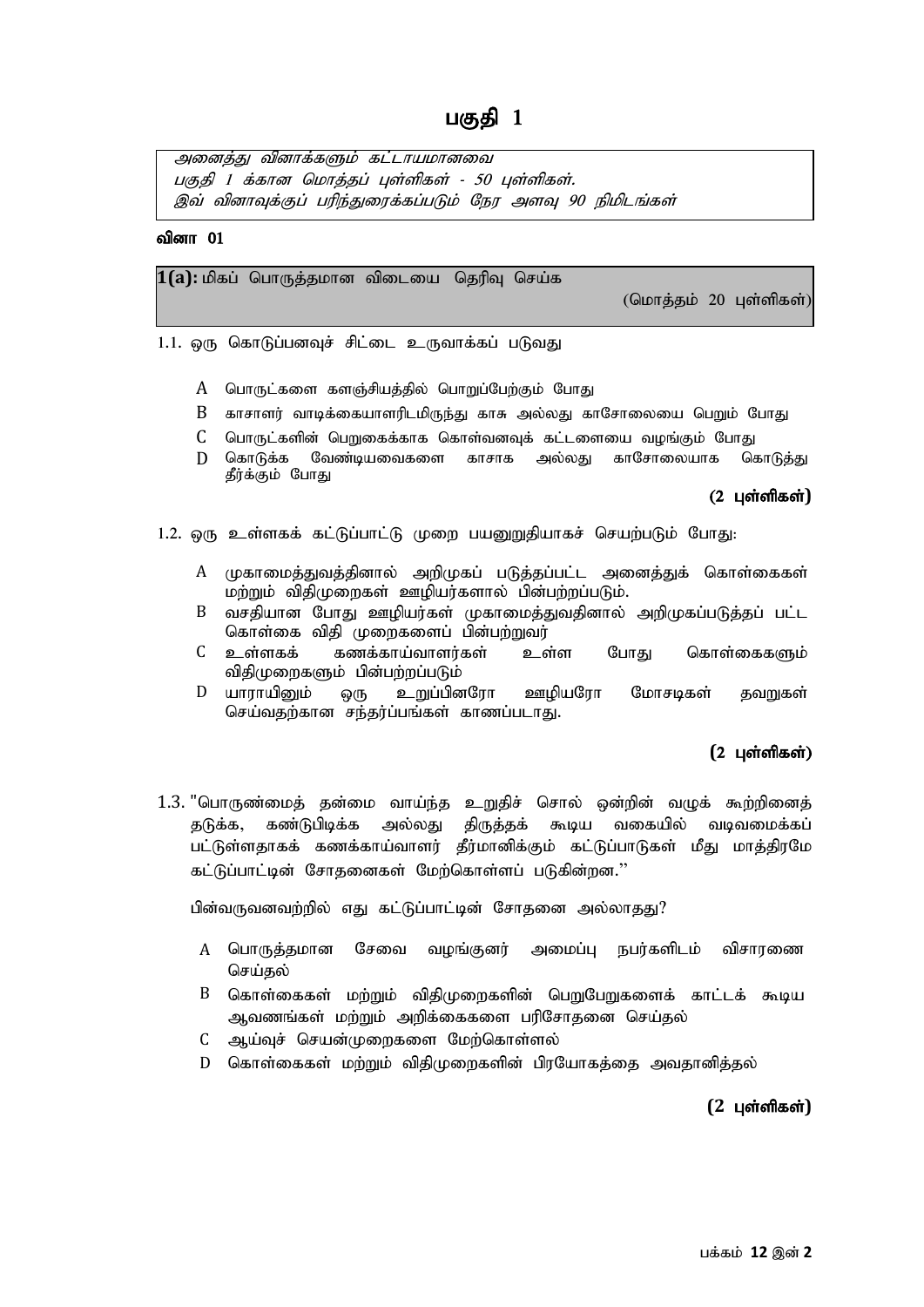# பகுதி 1

*அனைத்து வினாக்களும் கட்டாயமானவை*
*பகுதி 1 க்கான மொத்தப் புள்ளிகள் - 50 புள்ளிகள்.*
*இவ் வினாவுக்குப் பரிந்துரைக்கப்படும் நேர அளவு 90 நிமிடங்கள்*

**வினா 01**

**1(a):** மிகப் பொருத்தமான விடையை தெரிவு செய்க (மொத்தம் 20 புள்ளிகள்)

1.1. ஒரு கொடுப்பனவுச் சிட்டை உருவாக்கப் படுவது

- A பொருட்களை களஞ்சியத்தில் பொறுப்பேற்கும் போது
- B காசாளர் வாடிக்கையாளரிடமிருந்து காசு அல்லது காசோலையை பெறும் போது
- C பொருட்களின் பெறுகைக்காக கொள்வனவுக் கட்டளையை வழங்கும் போது
- D கொடுக்க வேண்டியவைகளை காசாக அல்லது காசோலையாக கொடுத்து தீர்க்கும் போது

**(2 புள்ளிகள்)**

1.2. ஒரு உள்ளகக் கட்டுப்பாட்டு முறை பயனுறுதியாகச் செயற்படும் போது:

- A முகாமைத்துவத்தினால் அறிமுகப் படுத்தப்பட்ட அனைத்துக் கொள்கைகள் மற்றும் விதிமுறைகள் ஊழியர்களால் பின்பற்றப்படும்.
- B வசதியான போது ஊழியர்கள் முகாமைத்துவதினால் அறிமுகப்படுத்தப் பட்ட கொள்கை விதி முறைகளைப் பின்பற்றுவர்
- C உள்ளகக் கணக்காய்வாளர்கள் உள்ள போது கொள்கைகளும் விதிமுறைகளும் பின்பற்றப்படும்
- D யாராயினும் ஒரு உறுப்பினரோ ஊழியரோ மோசடிகள் தவறுகள் செய்வதற்கான சந்தர்ப்பங்கள் காணப்படாது.

**(2 புள்ளிகள்)**

1.3. "பொருண்மைத் தன்மை வாய்ந்த உறுதிச் சொல் ஒன்றின் வழுக் கூற்றினைத் தடுக்க, கண்டுபிடிக்க அல்லது திருத்தக் கூடிய வகையில் வடிவமைக்கப் பட்டுள்ளதாகக் கணக்காய்வாளர் தீர்மானிக்கும் கட்டுப்பாடுகள் மீது மாத்திரமே கட்டுப்பாட்டின் சோதனைகள் மேற்கொள்ளப் படுகின்றன."

பின்வருவனவற்றில் எது கட்டுப்பாட்டின் சோதனை அல்லாதது?

- A பொருத்தமான சேவை வழங்குனர் அமைப்பு நபர்களிடம் விசாரணை செய்தல்
- B கொள்கைகள் மற்றும் விதிமுறைகளின் பெறுபேறுகளைக் காட்டக் கூடிய ஆவணங்கள் மற்றும் அறிக்கைகளை பரிசோதனை செய்தல்
- C ஆய்வுச் செயன்முறைகளை மேற்கொள்ளல்
- D கொள்கைகள் மற்றும் விதிமுறைகளின் பிரயோகத்தை அவதானித்தல்

**(2 புள்ளிகள்)**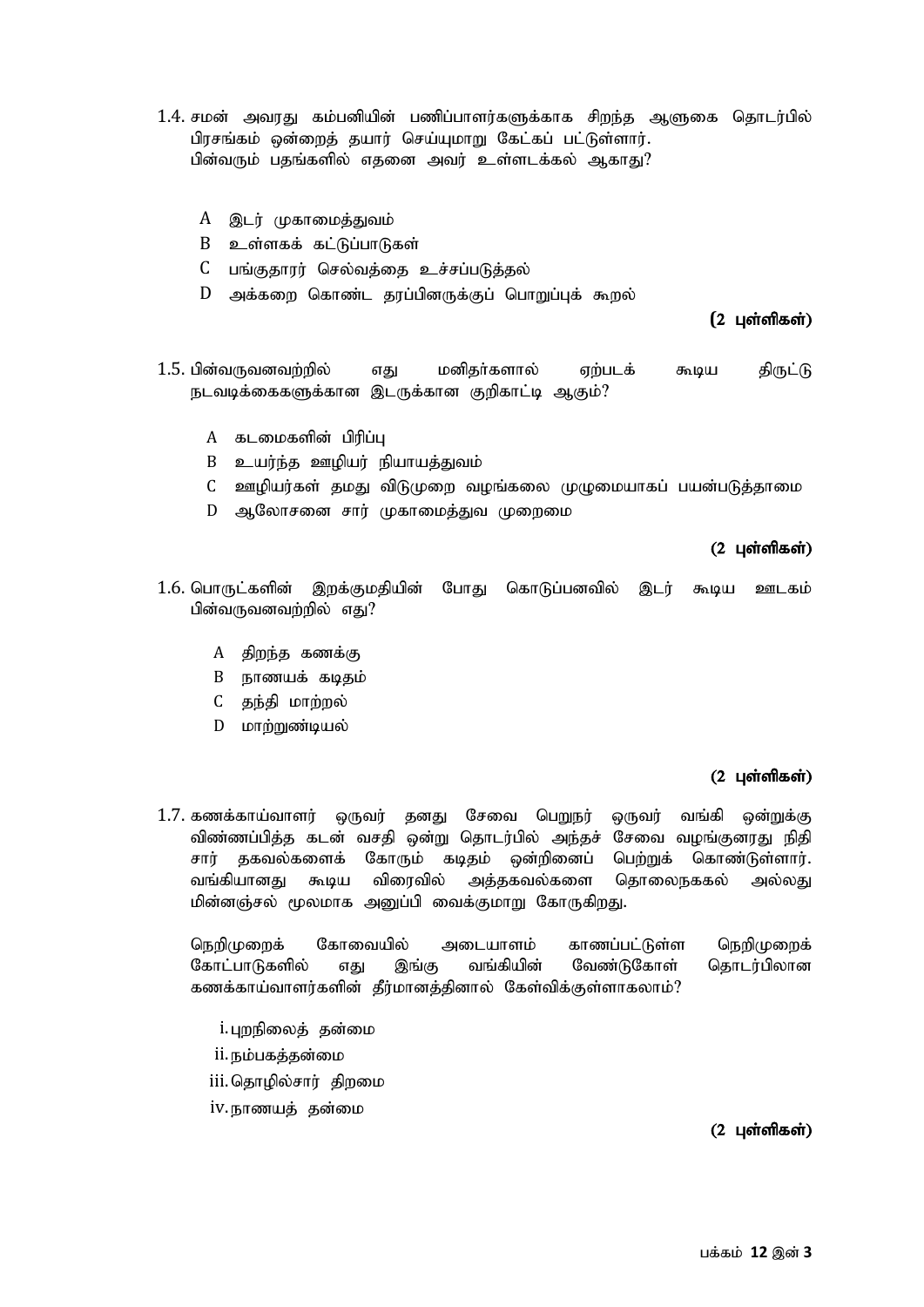1.4. சமன் அவரது கம்பனியின் பணிப்பாளர்களுக்காக சிறந்த ஆளுகை தொடர்பில் பிரசங்கம் ஒன்றைத் தயார் செய்யுமாறு கேட்கப் பட்டுள்ளார். பின்வரும் பதங்களில் எதனை அவர் உள்ளடக்கல் ஆகாது?

- A இடர் முகாமைத்துவம்
- B உள்ளகக் கட்டுப்பாடுகள்
- C பங்குதாரர் செல்வத்தை உச்சப்படுத்தல்
- D அக்கறை கொண்ட தரப்பினருக்குப் பொறுப்புக் கூறல்

**(2 புள்ளிகள்)**

1.5. பின்வருவனவற்றில் எது மனிதர்களால் ஏற்படக் கூடிய திருட்டு நடவடிக்கைகளுக்கான இடருக்கான குறிகாட்டி ஆகும்?

- A கடமைகளின் பிரிப்பு
- B உயர்ந்த ஊழியர் நியாயத்துவம்
- C ஊழியர்கள் தமது விடுமுறை வழங்கலை முழுமையாகப் பயன்படுத்தாமை
- D ஆலோசனை சார் முகாமைத்துவ முறைமை

**(2 புள்ளிகள்)**

1.6. பொருட்களின் இறக்குமதியின் போது கொடுப்பனவில் இடர் கூடிய ஊடகம் பின்வருவனவற்றில் எது?

- A திறந்த கணக்கு
- B நாணயக் கடிதம்
- C தந்தி மாற்றல்
- D மாற்றுண்டியல்

**(2 புள்ளிகள்)**

1.7. கணக்காய்வாளர் ஒருவர் தனது சேவை பெறுநர் ஒருவர் வங்கி ஒன்றுக்கு விண்ணப்பித்த கடன் வசதி ஒன்று தொடர்பில் அந்தச் சேவை வழங்குனரது நிதி சார் தகவல்களைக் கோரும் கடிதம் ஒன்றினைப் பெற்றுக் கொண்டுள்ளார். வங்கியானது கூடிய விரைவில் அத்தகவல்களை தொலைநகல் அல்லது மின்னஞ்சல் மூலமாக அனுப்பி வைக்குமாறு கோருகிறது.

நெறிமுறைக் கோவையில் அடையாளம் காணப்பட்டுள்ள நெறிமுறைக் கோட்பாடுகளில் எது இங்கு வங்கியின் வேண்டுகோள் தொடர்பிலான கணக்காய்வாளர்களின் தீர்மானத்தினால் கேள்விக்குள்ளாகலாம்?

- i. புறநிலைத் தன்மை
- ii. நம்பகத்தன்மை
- iii. தொழில்சார் திறமை
- iv. நாணயத் தன்மை

**(2 புள்ளிகள்)**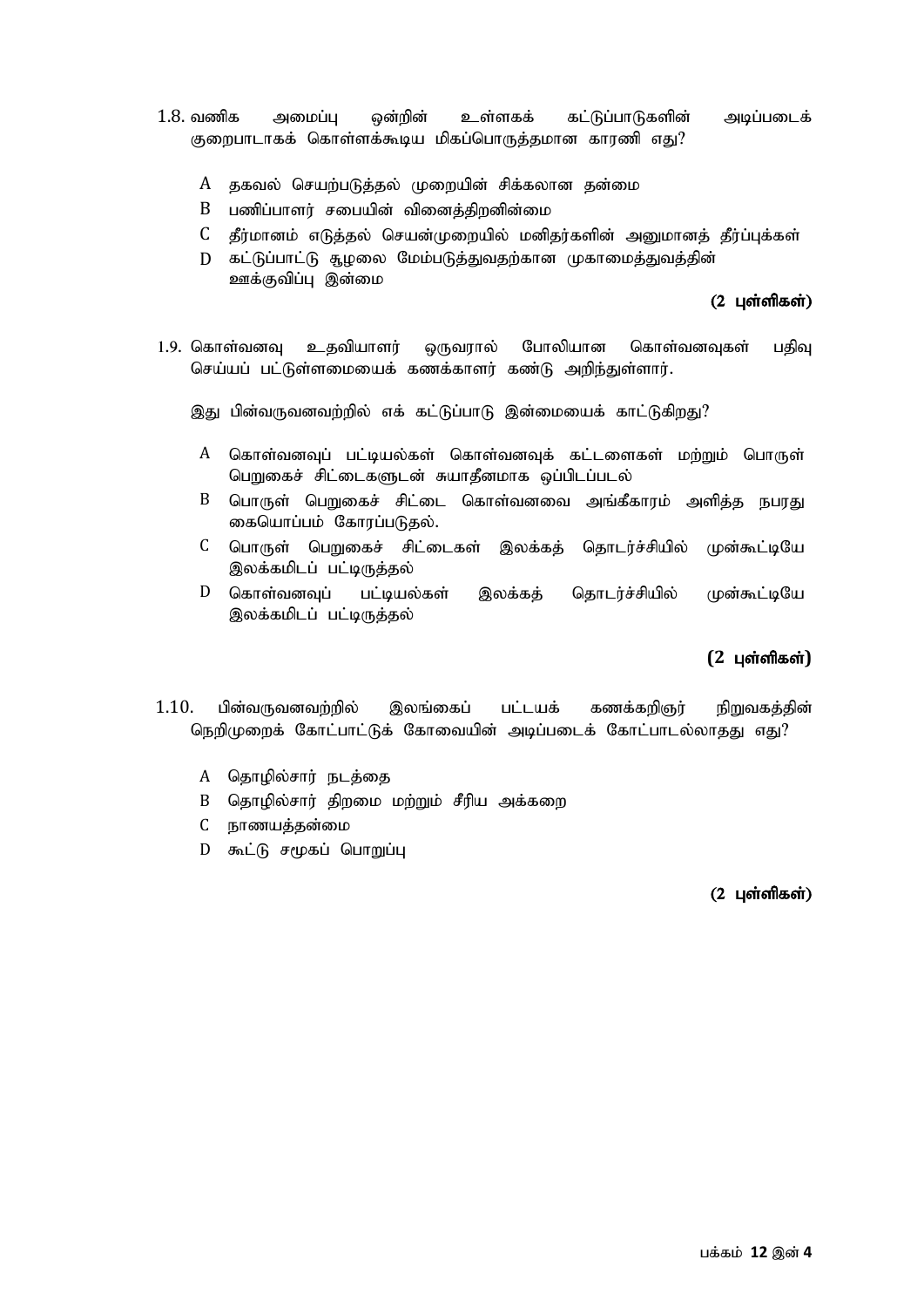1.8. வணிக அமைப்பு ஒன்றின் உள்ளகக் கட்டுப்பாடுகளின் அடிப்படைக் குறைபாடாகக் கொள்ளக்கூடிய மிகப்பொருத்தமான காரணி எது?

A தகவல் செயற்படுத்தல் முறையின் சிக்கலான தன்மை

B பணிப்பாளர் சபையின் வினைத்திறனின்மை

C தீர்மானம் எடுத்தல் செயன்முறையில் மனிதர்களின் அனுமானத் தீர்ப்புக்கள்

D கட்டுப்பாட்டு சூழலை மேம்படுத்துவதற்கான முகாமைத்துவத்தின் ஊக்குவிப்பு இன்மை

**(2 புள்ளிகள்)**

1.9. கொள்வனவு உதவியாளர் ஒருவரால் போலியான கொள்வனவுகள் பதிவு செய்யப் பட்டுள்ளமையைக் கணக்காளர் கண்டு அறிந்துள்ளார்.

இது பின்வருவனவற்றில் எக் கட்டுப்பாடு இன்மையைக் காட்டுகிறது?

A கொள்வனவுப் பட்டியல்கள் கொள்வனவுக் கட்டளைகள் மற்றும் பொருள் பெறுகைச் சிட்டைகளுடன் சுயாதீனமாக ஒப்பிடப்படல்

B பொருள் பெறுகைச் சிட்டை கொள்வனவை அங்கீகாரம் அளித்த நபரது கையொப்பம் கோரப்படுதல்.

C பொருள் பெறுகைச் சிட்டைகள் இலக்கத் தொடர்ச்சியில் முன்கூட்டியே இலக்கமிடப் பட்டிருத்தல்

D கொள்வனவுப் பட்டியல்கள் இலக்கத் தொடர்ச்சியில் முன்கூட்டியே இலக்கமிடப் பட்டிருத்தல்

**(2 புள்ளிகள்)**

1.10. பின்வருவனவற்றில் இலங்கைப் பட்டயக் கணக்கறிஞர் நிறுவகத்தின் நெறிமுறைக் கோட்பாட்டுக் கோவையின் அடிப்படைக் கோட்பாடல்லாதது எது?

A தொழில்சார் நடத்தை

B தொழில்சார் திறமை மற்றும் சீரிய அக்கறை

C நாணயத்தன்மை

D கூட்டு சமூகப் பொறுப்பு

**(2 புள்ளிகள்)**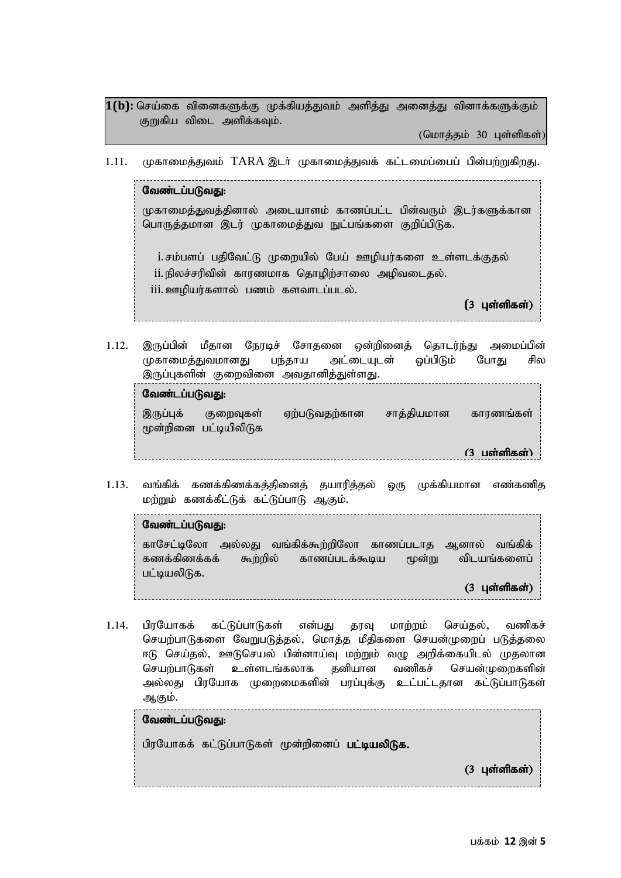**1(b):** செய்கை வினைகளுக்கு முக்கியத்துவம் அளித்து அனைத்து வினாக்களுக்கும் குறுகிய விடை அளிக்கவும்.

(மொத்தம் 30 புள்ளிகள்)

1.11. முகாமைத்துவம் TARA இடர் முகாமைத்துவக் கட்டமைப்பைப் பின்பற்றுகிறது.

**வேண்டப்படுவது:**

முகாமைத்துவத்தினால் அடையாளம் காணப்பட்ட பின்வரும் இடர்களுக்கான பொருத்தமான இடர் முகாமைத்துவ நுட்பங்களை குறிப்பிடுக.

i. சம்பளப் பதிவேட்டு முறையில் பேய் ஊழியர்களை உள்ளடக்குதல்
ii. நிலச்சரிவின் காரணமாக தொழிற்சாலை அழிவடைதல்.
iii. ஊழியர்களால் பணம் களவாடப்படல்.

**(3 புள்ளிகள்)**

1.12. இருப்பின் மீதான நேரடிச் சோதனை ஒன்றினைத் தொடர்ந்து அமைப்பின் முகாமைத்துவமானது பந்தாய அட்டையுடன் ஒப்பிடும் போது சில இருப்புகளின் குறைவினை அவதானித்துள்ளது.

**வேண்டப்படுவது:**

இருப்புக் குறைவுகள் ஏற்படுவதற்கான சாத்தியமான காரணங்கள் மூன்றினை பட்டியிலிடுக

**(3 புள்ளிகள்)**

1.13. வங்கிக் கணக்கிணக்கத்தினைத் தயாரித்தல் ஒரு முக்கியமான எண்கணித மற்றும் கணக்கீட்டுக் கட்டுப்பாடு ஆகும்.

**வேண்டப்படுவது:**

காசேட்டிலோ அல்லது வங்கிக்கூற்றிலோ காணப்படாத ஆனால் வங்கிக் கணக்கிணக்கக் கூற்றில் காணப்படக்கூடிய மூன்று விடயங்களைப் பட்டியலிடுக.

**(3 புள்ளிகள்)**

1.14. பிரயோகக் கட்டுப்பாடுகள் என்பது தரவு மாற்றம் செய்தல், வணிகச் செயற்பாடுகளை வேறுபடுத்தல், மொத்த மீதிகளை செயன்முறைப் படுத்தலை ஈடு செய்தல், ஊடுசெயல் பின்னாய்வு மற்றும் வழு அறிக்கையிடல் முதலான செயற்பாடுகள் உள்ளடங்கலாக தனியான வணிகச் செயன்முறைகளின் அல்லது பிரயோக முறைமைகளின் பரப்புக்கு உட்பட்டதான கட்டுப்பாடுகள் ஆகும்.

**வேண்டப்படுவது:**

பிரயோகக் கட்டுப்பாடுகள் மூன்றினைப் **பட்டியலிடுக.**

**(3 புள்ளிகள்)**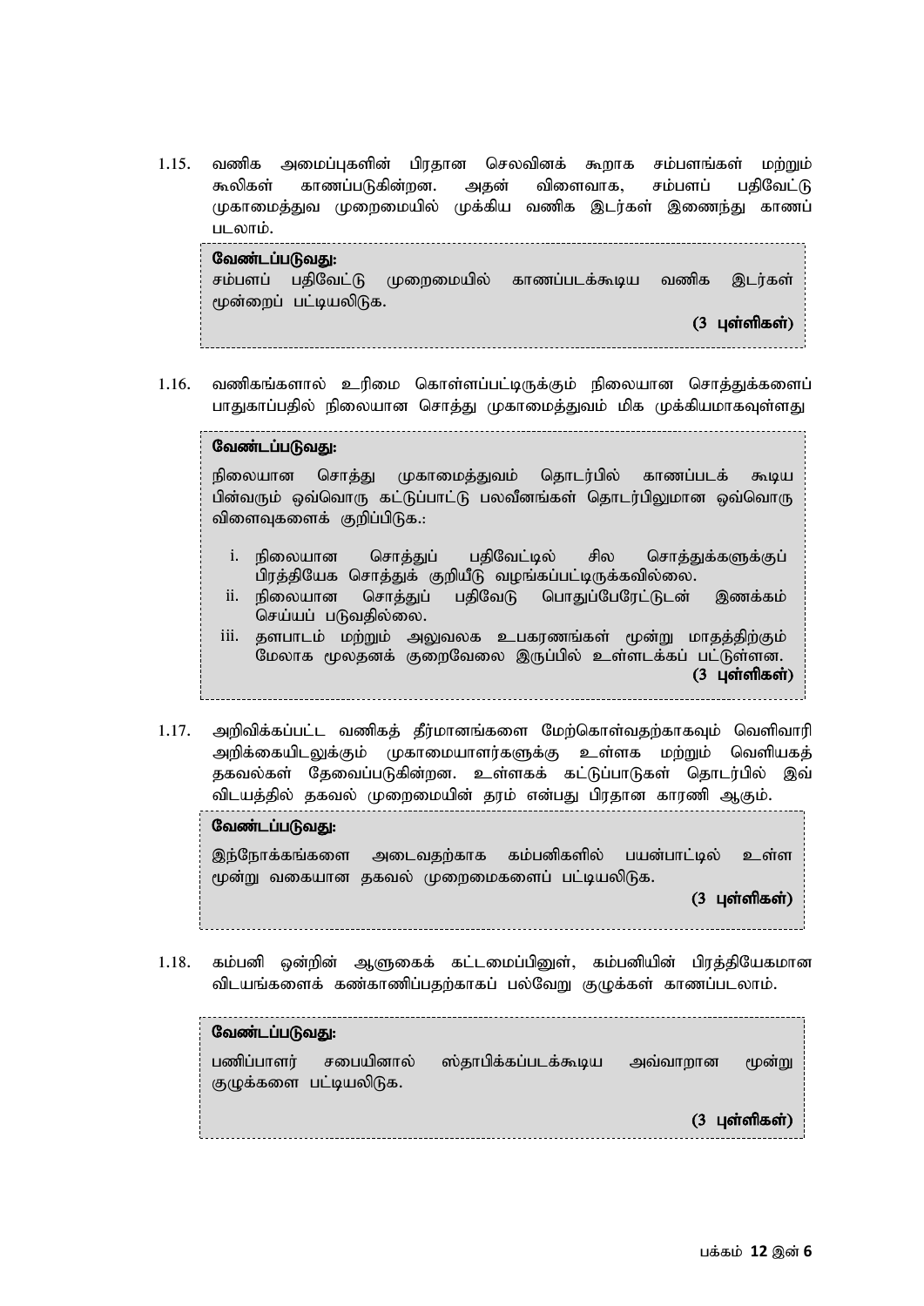1.15. வணிக அமைப்புகளின் பிரதான செலவினக் கூறாக சம்பளங்கள் மற்றும் கூலிகள் காணப்படுகின்றன. அதன் விளைவாக, சம்பளப் பதிவேட்டு முகாமைத்துவ முறைமையில் முக்கிய வணிக இடர்கள் இணைந்து காணப் படலாம்.

**வேண்டப்படுவது:**
சம்பளப் பதிவேட்டு முறைமையில் காணப்படக்கூடிய வணிக இடர்கள் மூன்றைப் பட்டியலிடுக.

**(3 புள்ளிகள்)**

1.16. வணிகங்களால் உரிமை கொள்ளப்பட்டிருக்கும் நிலையான சொத்துக்களைப் பாதுகாப்பதில் நிலையான சொத்து முகாமைத்துவம் மிக முக்கியமாகவுள்ளது

**வேண்டப்படுவது:**

நிலையான சொத்து முகாமைத்துவம் தொடர்பில் காணப்படக் கூடிய பின்வரும் ஒவ்வொரு கட்டுப்பாட்டு பலவீனங்கள் தொடர்பிலுமான ஒவ்வொரு விளைவுகளைக் குறிப்பிடுக.:

i. நிலையான சொத்துப் பதிவேட்டில் சில சொத்துக்களுக்குப் பிரத்தியேக சொத்துக் குறியீடு வழங்கப்பட்டிருக்கவில்லை.
ii. நிலையான சொத்துப் பதிவேடு பொதுப்பேரேட்டுடன் இணக்கம் செய்யப் படுவதில்லை.
iii. தளபாடம் மற்றும் அலுவலக உபகரணங்கள் மூன்று மாதத்திற்கும் மேலாக மூலதனக் குறைவேலை இருப்பில் உள்ளடக்கப் பட்டுள்ளன.

**(3 புள்ளிகள்)**

1.17. அறிவிக்கப்பட்ட வணிகத் தீர்மானங்களை மேற்கொள்வதற்காகவும் வெளிவாரி அறிக்கையிடலுக்கும் முகாமையாளர்களுக்கு உள்ளக மற்றும் வெளியகத் தகவல்கள் தேவைப்படுகின்றன. உள்ளகக் கட்டுப்பாடுகள் தொடர்பில் இவ் விடயத்தில் தகவல் முறைமையின் தரம் என்பது பிரதான காரணி ஆகும்.

**வேண்டப்படுவது:**

இந்நோக்கங்களை அடைவதற்காக கம்பனிகளில் பயன்பாட்டில் உள்ள மூன்று வகையான தகவல் முறைமைகளைப் பட்டியலிடுக.

**(3 புள்ளிகள்)**

1.18. கம்பனி ஒன்றின் ஆளுகைக் கட்டமைப்பினுள், கம்பனியின் பிரத்தியேகமான விடயங்களைக் கண்காணிப்பதற்காகப் பல்வேறு குழுக்கள் காணப்படலாம்.

**வேண்டப்படுவது:**

பணிப்பாளர் சபையினால் ஸ்தாபிக்கப்படக்கூடிய அவ்வாறான மூன்று குழுக்களை பட்டியலிடுக.

**(3 புள்ளிகள்)**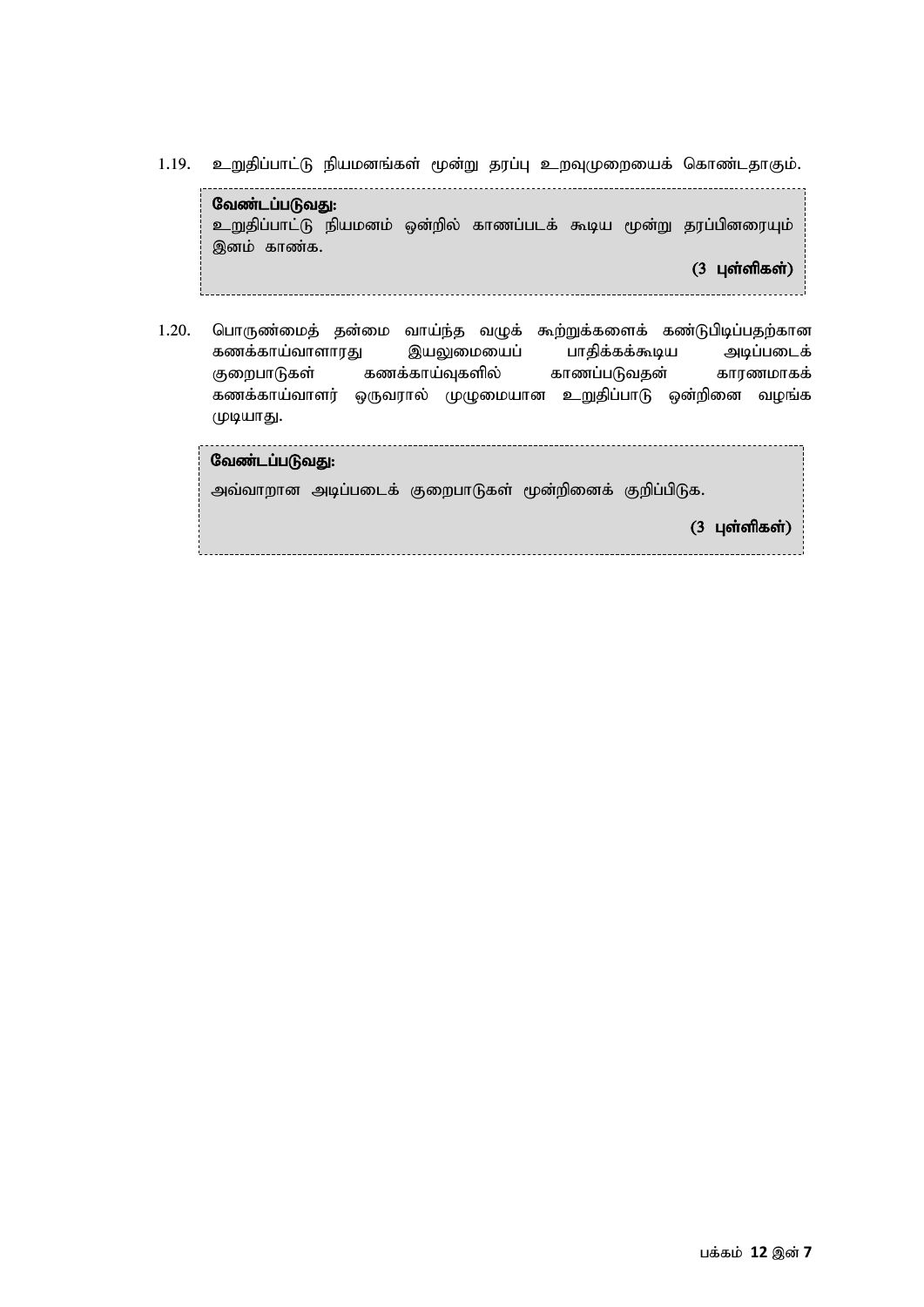1.19. உறுதிப்பாட்டு நியமனங்கள் மூன்று தரப்பு உறவுமுறையைக் கொண்டதாகும்.

> **வேண்டப்படுவது:**
> உறுதிப்பாட்டு நியமனம் ஒன்றில் காணப்படக் கூடிய மூன்று தரப்பினரையும் இனம் காண்க.
>
> **(3 புள்ளிகள்)**

1.20. பொருண்மைத் தன்மை வாய்ந்த வழுக் கூற்றுக்களைக் கண்டுபிடிப்பதற்கான கணக்காய்வாளாரது இயலுமையைப் பாதிக்கக்கூடிய அடிப்படைக் குறைபாடுகள் கணக்காய்வுகளில் காணப்படுவதன் காரணமாகக் கணக்காய்வாளர் ஒருவரால் முழுமையான உறுதிப்பாடு ஒன்றினை வழங்க முடியாது.

> **வேண்டப்படுவது:**
> அவ்வாறான அடிப்படைக் குறைபாடுகள் மூன்றினைக் குறிப்பிடுக.
>
> **(3 புள்ளிகள்)**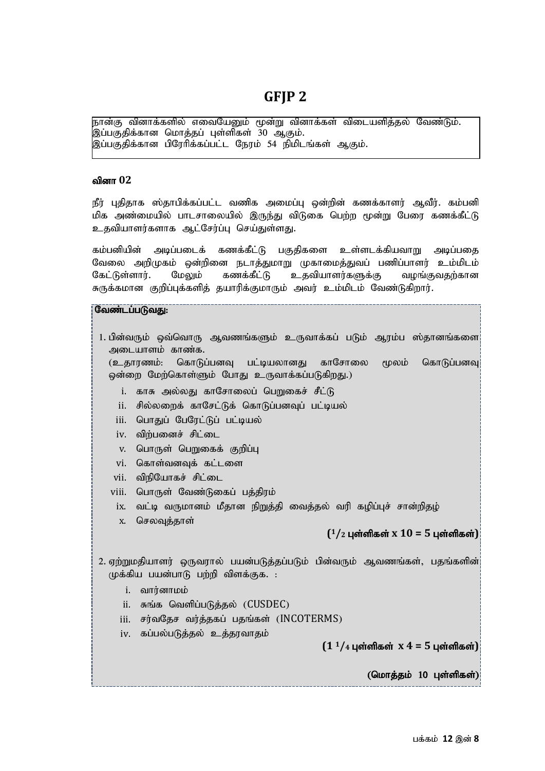# GFJP 2

நான்கு வினாக்களில் எவையேனும் மூன்று வினாக்கள் விடையளித்தல் வேண்டும்.
இப்பகுதிக்கான மொத்தப் புள்ளிகள் 30 ஆகும்.
இப்பகுதிக்கான பிரேரிக்கப்பட்ட நேரம் 54 நிமிடங்கள் ஆகும்.

### வினா 02

நீர் புதிதாக ஸ்தாபிக்கப்பட்ட வணிக அமைப்பு ஒன்றின் கணக்காளர் ஆவீர். கம்பனி மிக அண்மையில் பாடசாலையில் இருந்து விடுகை பெற்ற மூன்று பேரை கணக்கீட்டு உதவியாளர்களாக ஆட்சேர்ப்பு செய்துள்ளது.

கம்பனியின் அடிப்படைக் கணக்கீட்டு பகுதிகளை உள்ளடக்கியவாறு அடிப்படை வேலை அறிமுகம் ஒன்றினை நடாத்துமாறு முகாமைத்துவப் பணிப்பாளர் உம்மிடம் கேட்டுள்ளார். மேலும் கணக்கீட்டு உதவியாளர்களுக்கு வழங்குவதற்கான சுருக்கமான குறிப்புக்களித் தயாரிக்குமாறும் அவர் உம்மிடம் வேண்டுகிறார்.

**வேண்டப்படுவது:**

1. பின்வரும் ஒவ்வொரு ஆவணங்களும் உருவாக்கப் படும் ஆரம்ப ஸ்தானங்களை அடையாளம் காண்க.
   (உதாரணம்: கொடுப்பனவு பட்டியலானது காசோலை மூலம் கொடுப்பனவு ஒன்றை மேற்கொள்ளும் போது உருவாக்கப்படுகிறது.)
   1. காசு அல்லது காசோலைப் பெறுகைச் சீட்டு
   2. சில்லறைக் காசேட்டுக் கொடுப்பனவுப் பட்டியல்
   3. பொதுப் பேரேட்டுப் பட்டியல்
   4. விற்பனைச் சிட்டை
   5. பொருள் பெறுகைக் குறிப்பு
   6. கொள்வனவுக் கட்டளை
   7. விநியோகச் சிட்டை
   8. பொருள் வேண்டுகைப் பத்திரம்
   9. வட்டி வருமானம் மீதான நிறுத்தி வைத்தல் வரி கழிப்புச் சான்றிதழ்
   10. செலவுத்தாள்

   **($^1/_2$ புள்ளிகள் x 10 = 5 புள்ளிகள்)**

2. ஏற்றுமதியாளர் ஒருவரால் பயன்படுத்தப்படும் பின்வரும் ஆவணங்கள், பதங்களின் முக்கிய பயன்பாடு பற்றி விளக்குக. :
   1. வார்னாமம்
   2. சுங்க வெளிப்படுத்தல் (CUSDEC)
   3. சர்வதேச வர்த்தகப் பதங்கள் (INCOTERMS)
   4. கப்பல்படுத்தல் உத்தரவாதம்

   **($1\ ^1/_4$ புள்ளிகள் x 4 = 5 புள்ளிகள்)**

**(மொத்தம் 10 புள்ளிகள்)**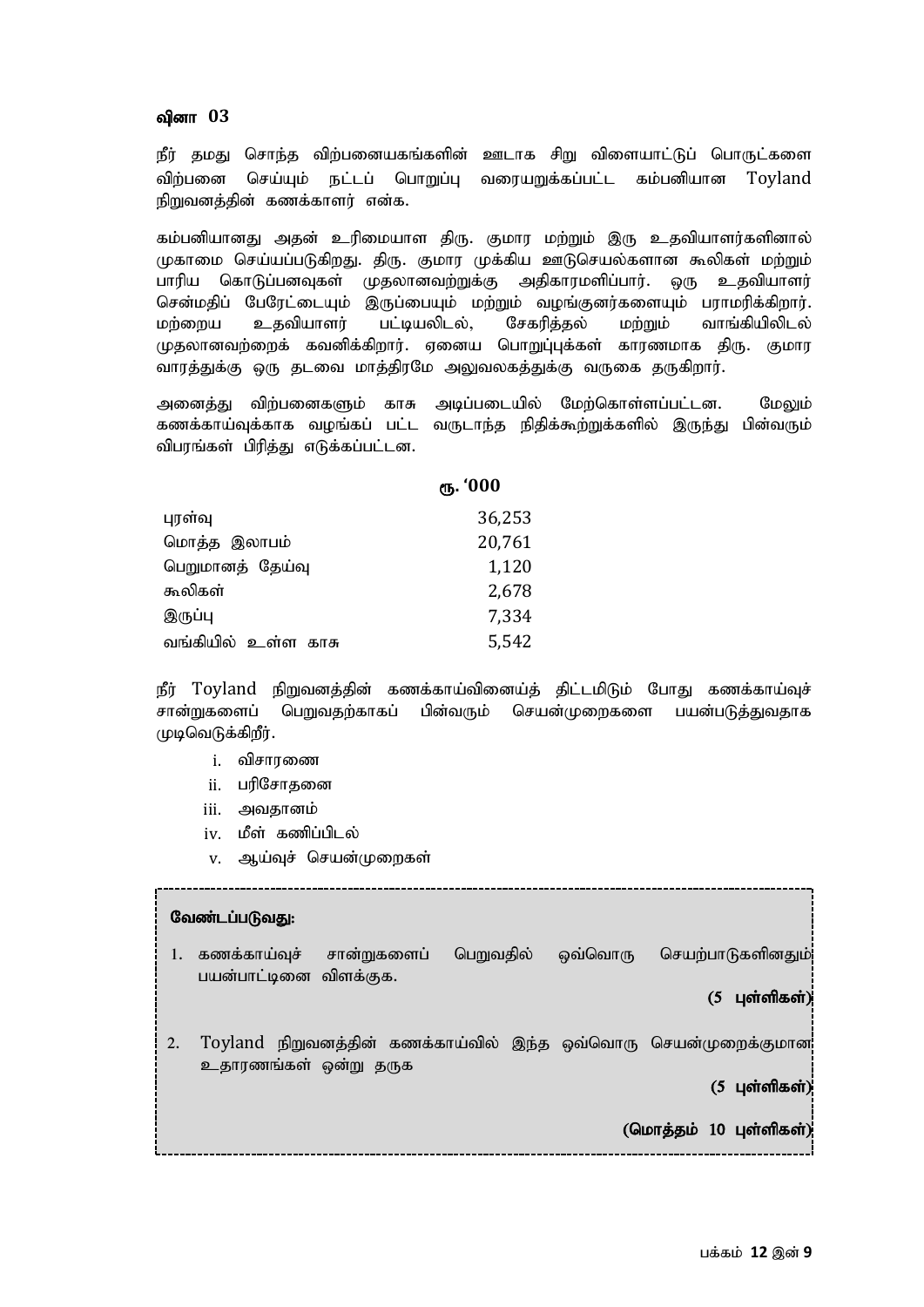## வினா 03

நீர் தமது சொந்த விற்பனையகங்களின் ஊடாக சிறு விளையாட்டுப் பொருட்களை விற்பனை செய்யும் நட்டப் பொறுப்பு வரையறுக்கப்பட்ட கம்பனியான Toyland நிறுவனத்தின் கணக்காளர் என்க.

கம்பனியானது அதன் உரிமையாள திரு. குமார மற்றும் இரு உதவியாளர்களினால் முகாமை செய்யப்படுகிறது. திரு. குமார முக்கிய ஊடுசெயல்களான கூலிகள் மற்றும் பாரிய கொடுப்பனவுகள் முதலானவற்றுக்கு அதிகாரமளிப்பார். ஒரு உதவியாளர் சென்மதிப் பேரேட்டையும் இருப்பையும் மற்றும் வழங்குனர்களையும் பராமரிக்கிறார். மற்றைய உதவியாளர் பட்டியலிடல், சேகரித்தல் மற்றும் வாங்கியிலிடல் முதலானவற்றைக் கவனிக்கிறார். ஏனைய பொறுப்புக்கள் காரணமாக திரு. குமார வாரத்துக்கு ஒரு தடவை மாத்திரமே அலுவலகத்துக்கு வருகை தருகிறார்.

அனைத்து விற்பனைகளும் காசு அடிப்படையில் மேற்கொள்ளப்பட்டன. மேலும் கணக்காய்வுக்காக வழங்கப் பட்ட வருடாந்த நிதிக்கூற்றுக்களில் இருந்து பின்வரும் விபரங்கள் பிரித்து எடுக்கப்பட்டன.

| | ரூ. '000 |
|---|---|
| புரள்வு | 36,253 |
| மொத்த இலாபம் | 20,761 |
| பெறுமானத் தேய்வு | 1,120 |
| கூலிகள் | 2,678 |
| இருப்பு | 7,334 |
| வங்கியில் உள்ள காசு | 5,542 |

நீர் Toyland நிறுவனத்தின் கணக்காய்வினைத் திட்டமிடும் போது கணக்காய்வுச் சான்றுகளைப் பெறுவதற்காகப் பின்வரும் செயன்முறைகளை பயன்படுத்துவதாக முடிவெடுக்கிறீர்.

i. விசாரணை
ii. பரிசோதனை
iii. அவதானம்
iv. மீள் கணிப்பிடல்
v. ஆய்வுச் செயன்முறைகள்

**வேண்டப்படுவது:**

1. கணக்காய்வுச் சான்றுகளைப் பெறுவதில் ஒவ்வொரு செயற்பாடுகளினதும் பயன்பாட்டினை விளக்குக.
**(5 புள்ளிகள்)**

2. Toyland நிறுவனத்தின் கணக்காய்வில் இந்த ஒவ்வொரு செயன்முறைக்குமான உதாரணங்கள் ஒன்று தருக
**(5 புள்ளிகள்)**

**(மொத்தம் 10 புள்ளிகள்)**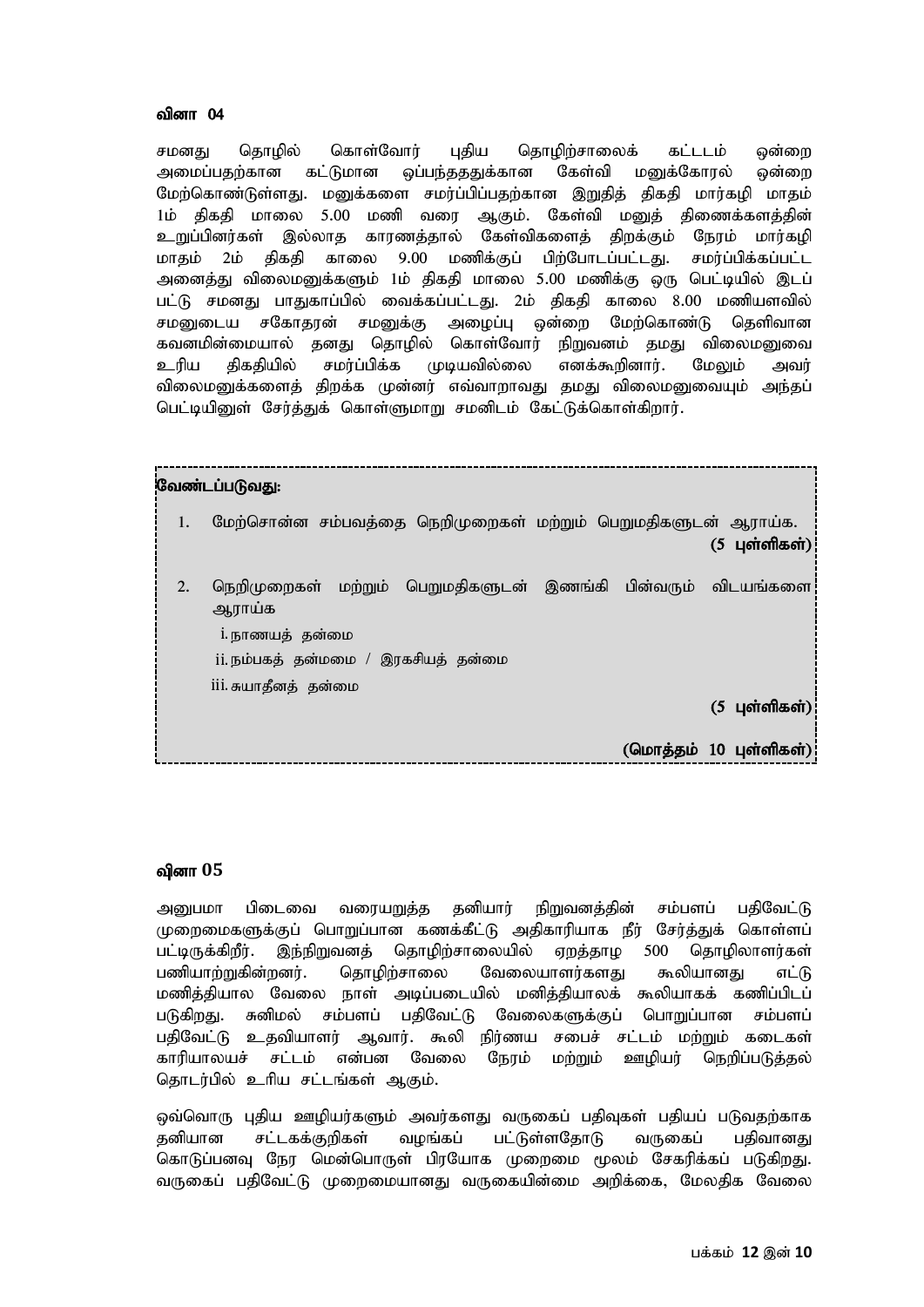### வினா 04

சமனது தொழில் கொள்வோர் புதிய தொழிற்சாலைக் கட்டடம் ஒன்றை அமைப்பதற்கான கட்டுமான ஒப்பந்தததுக்கான கேள்வி மனுக்கோரல் ஒன்றை மேற்கொண்டுள்ளது. மனுக்களை சமர்ப்பிப்பதற்கான இறுதித் திகதி மார்கழி மாதம் 1ம் திகதி மாலை 5.00 மணி வரை ஆகும். கேள்வி மனுத் திணைக்களத்தின் உறுப்பினர்கள் இல்லாத காரணத்தால் கேள்விகளைத் திறக்கும் நேரம் மார்கழி மாதம் 2ம் திகதி காலை 9.00 மணிக்குப் பிற்போடப்பட்டது. சமர்ப்பிக்கப்பட்ட அனைத்து விலைமனுக்களும் 1ம் திகதி மாலை 5.00 மணிக்கு ஒரு பெட்டியில் இடப் பட்டு சமனது பாதுகாப்பில் வைக்கப்பட்டது. 2ம் திகதி காலை 8.00 மணியளவில் சமனுடைய சகோதரன் சமனுக்கு அழைப்பு ஒன்றை மேற்கொண்டு தெளிவான கவனமின்மையால் தனது தொழில் கொள்வோர் நிறுவனம் தமது விலைமனுவை உரிய திகதியில் சமர்ப்பிக்க முடியவில்லை எனக்கூறினார். மேலும் அவர் விலைமனுக்களைத் திறக்க முன்னர் எவ்வாறாவது தமது விலைமனுவையும் அந்தப் பெட்டியினுள் சேர்த்துக் கொள்ளுமாறு சமனிடம் கேட்டுக்கொள்கிறார்.

**வேண்டப்படுவது:**

1. மேற்சொன்ன சம்பவத்தை நெறிமுறைகள் மற்றும் பெறுமதிகளுடன் ஆராய்க. **(5 புள்ளிகள்)**

2. நெறிமுறைகள் மற்றும் பெறுமதிகளுடன் இணங்கி பின்வரும் விடயங்களை ஆராய்க
   - i. நாணயத் தன்மை
   - ii. நம்பகத் தன்மமை / இரகசியத் தன்மை
   - iii. சுயாதீனத் தன்மை

   **(5 புள்ளிகள்)**

**(மொத்தம் 10 புள்ளிகள்)**

### வினா 05

அனுபமா பிடைவை வரையறுத்த தனியார் நிறுவனத்தின் சம்பளப் பதிவேட்டு முறைமைகளுக்குப் பொறுப்பான கணக்கீட்டு அதிகாரியாக நீர் சேர்த்துக் கொள்ளப் பட்டிருக்கிறீர். இந்நிறுவனத் தொழிற்சாலையில் ஏறத்தாழ 500 தொழிலாளர்கள் பணியாற்றுகின்றனர். தொழிற்சாலை வேலையாளர்களது கூலியானது எட்டு மணித்தியால வேலை நாள் அடிப்படையில் மனித்தியாலக் கூலியாகக் கணிப்பிடப் படுகிறது. சுனிமல் சம்பளப் பதிவேட்டு வேலைகளுக்குப் பொறுப்பான சம்பளப் பதிவேட்டு உதவியாளர் ஆவார். கூலி நிர்ணய சபைச் சட்டம் மற்றும் கடைகள் காரியாலயச் சட்டம் என்பன வேலை நேரம் மற்றும் ஊழியர் நெறிப்படுத்தல் தொடர்பில் உரிய சட்டங்கள் ஆகும்.

ஒவ்வொரு புதிய ஊழியர்களும் அவர்களது வருகைப் பதிவுகள் பதியப் படுவதற்காக தனியான சட்டகக்குறிகள் வழங்கப் பட்டுள்ளதோடு வருகைப் பதிவானது கொடுப்பனவு நேர மென்பொருள் பிரயோக முறைமை மூலம் சேகரிக்கப் படுகிறது. வருகைப் பதிவேட்டு முறைமையானது வருகையின்மை அறிக்கை, மேலதிக வேலை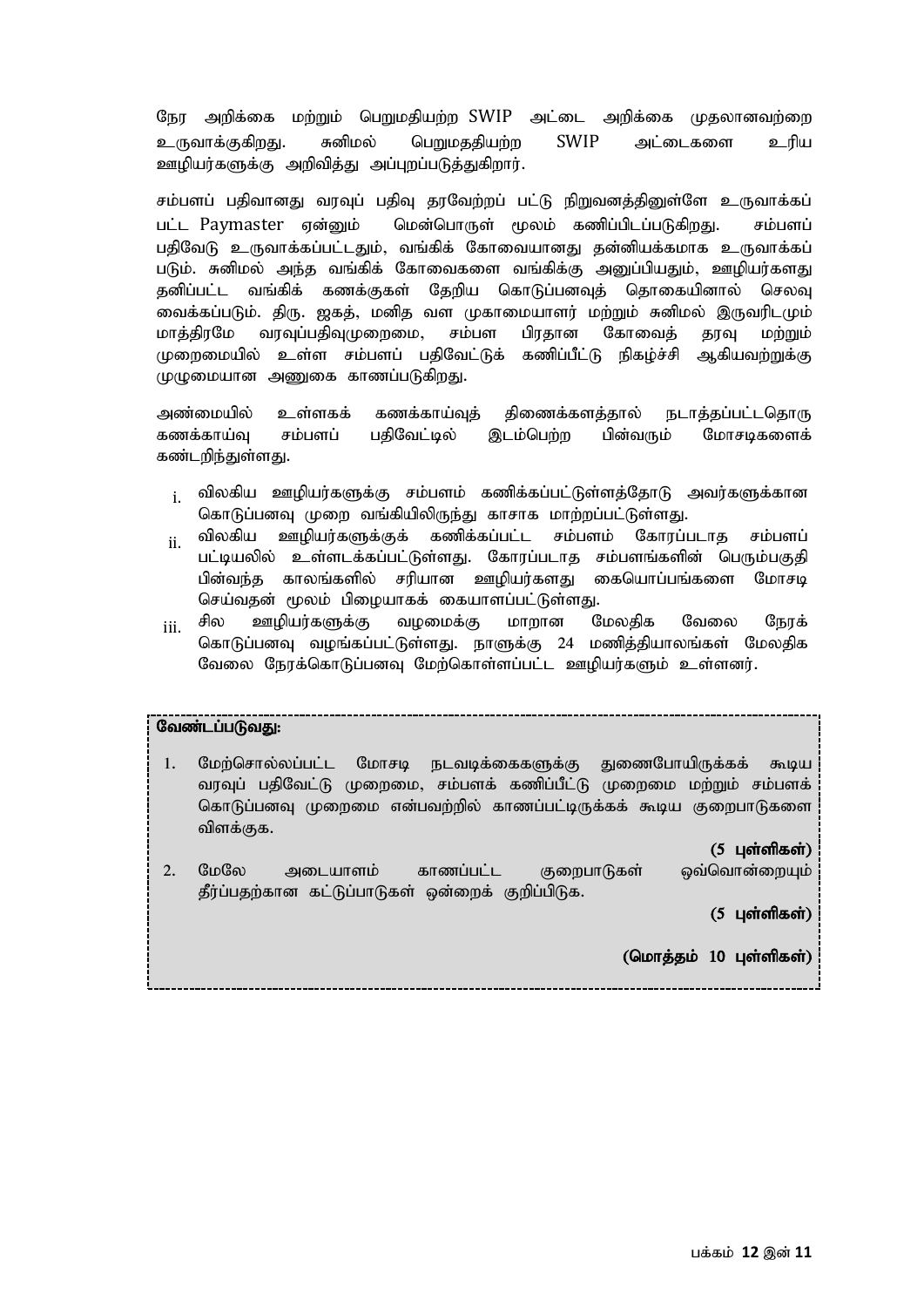நேர அறிக்கை மற்றும் பெறுமதியற்ற SWIP அட்டை அறிக்கை முதலானவற்றை உருவாக்குகிறது. சுனிமல் பெறுமததியற்ற SWIP அட்டைகளை உரிய ஊழியர்களுக்கு அறிவித்து அப்புறப்படுத்துகிறார்.

சம்பளப் பதிவானது வரவுப் பதிவு தரவேற்றப் பட்டு நிறுவனத்தினுள்ளே உருவாக்கப் பட்ட Paymaster ஏன்னும் மென்பொருள் மூலம் கணிப்பிடப்படுகிறது. சம்பளப் பதிவேடு உருவாக்கப்பட்டதும், வங்கிக் கோவையானது தன்னியக்கமாக உருவாக்கப் படும். சுனிமல் அந்த வங்கிக் கோவைகளை வங்கிக்கு அனுப்பியதும், ஊழியர்களது தனிப்பட்ட வங்கிக் கணக்குகள் தேறிய கொடுப்பனவுத் தொகையினால் செலவு வைக்கப்படும். திரு. ஜகத், மனித வள முகாமையாளர் மற்றும் சுனிமல் இருவரிடமும் மாத்திரமே வரவுப்பதிவுமுறைமை, சம்பள பிரதான கோவைத் தரவு மற்றும் முறைமையில் உள்ள சம்பளப் பதிவேட்டுக் கணிப்பீட்டு நிகழ்ச்சி ஆகியவற்றுக்கு முழுமையான அணுகை காணப்படுகிறது.

அண்மையில் உள்ளகக் கணக்காய்வுத் திணைக்களத்தால் நடாத்தப்பட்டதொரு கணக்காய்வு சம்பளப் பதிவேட்டில் இடம்பெற்ற பின்வரும் மோசடிகளைக் கண்டறிந்துள்ளது.

i. விலகிய ஊழியர்களுக்கு சம்பளம் கணிக்கப்பட்டுள்ளத்தோடு அவர்களுக்கான கொடுப்பனவு முறை வங்கியிலிருந்து காசாக மாற்றப்பட்டுள்ளது.
ii. விலகிய ஊழியர்களுக்குக் கணிக்கப்பட்ட சம்பளம் கோரப்படாத சம்பளப் பட்டியலில் உள்ளடக்கப்பட்டுள்ளது. கோரப்படாத சம்பளங்களின் பெரும்பகுதி பின்வந்த காலங்களில் சரியான ஊழியர்களது கையொப்பங்களை மோசடி செய்வதன் மூலம் பிழையாகக் கையாளப்பட்டுள்ளது.
iii. சில ஊழியர்களுக்கு வழமைக்கு மாறான மேலதிக வேலை நேரக் கொடுப்பனவு வழங்கப்பட்டுள்ளது. நாளுக்கு 24 மணித்தியாலங்கள் மேலதிக வேலை நேரக்கொடுப்பனவு மேற்கொள்ளப்பட்ட ஊழியர்களும் உள்ளனர்.

**வேண்டப்படுவது:**

1. மேற்சொல்லப்பட்ட மோசடி நடவடிக்கைகளுக்கு துணைபோயிருக்கக் கூடிய வரவுப் பதிவேட்டு முறைமை, சம்பளக் கணிப்பீட்டு முறைமை மற்றும் சம்பளக் கொடுப்பனவு முறைமை என்பவற்றில் காணப்பட்டிருக்கக் கூடிய குறைபாடுகளை விளக்குக.

   **(5 புள்ளிகள்)**

2. மேலே அடையாளம் காணப்பட்ட குறைபாடுகள் ஒவ்வொன்றையும் தீர்ப்பதற்கான கட்டுப்பாடுகள் ஒன்றைக் குறிப்பிடுக.

   **(5 புள்ளிகள்)**

   **(மொத்தம் 10 புள்ளிகள்)**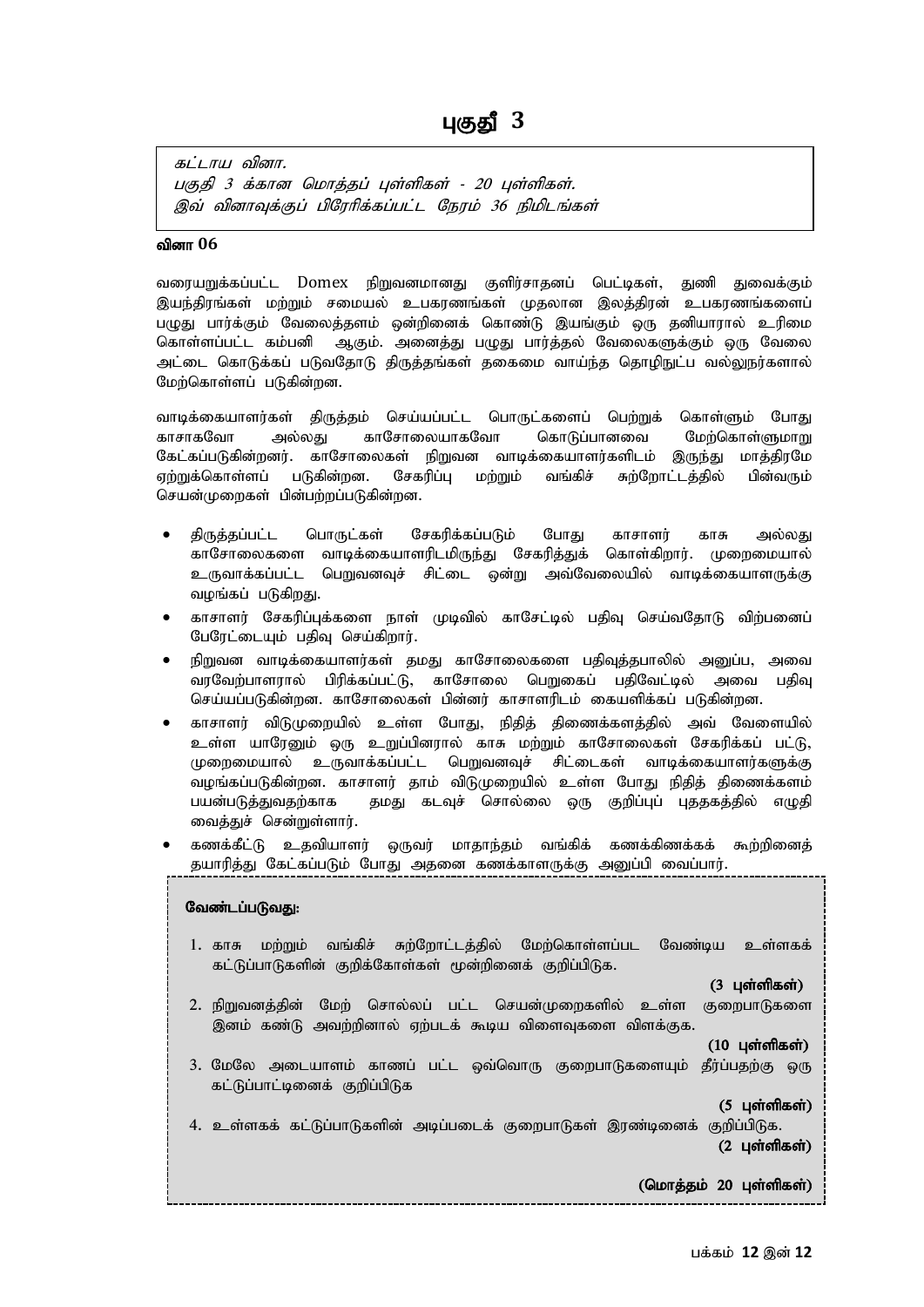# புகுதீ 3

*கட்டாய வினா.*
*பகுதி 3 க்கான மொத்தப் புள்ளிகள் - 20 புள்ளிகள்.*
*இவ் வினாவுக்குப் பிரேரிக்கப்பட்ட நேரம் 36 நிமிடங்கள்*

**வினா 06**

வரையறுக்கப்பட்ட Domex நிறுவனமானது குளிர்சாதனப் பெட்டிகள், துணி துவைக்கும் இயந்திரங்கள் மற்றும் சமையல் உபகரணங்கள் முதலான இலத்திரன் உபகரணங்களைப் பழுது பார்க்கும் வேலைத்தளம் ஒன்றினைக் கொண்டு இயங்கும் ஒரு தனியாரால் உரிமை கொள்ளப்பட்ட கம்பனி ஆகும். அனைத்து பழுது பார்த்தல் வேலைகளுக்கும் ஒரு வேலை அட்டை கொடுக்கப் படுவதோடு திருத்தங்கள் தகைமை வாய்ந்த தொழிநுட்ப வல்லுநர்களால் மேற்கொள்ளப் படுகின்றன.

வாடிக்கையாளர்கள் திருத்தம் செய்யப்பட்ட பொருட்களைப் பெற்றுக் கொள்ளும் போது காசாகவோ அல்லது காசோலையாகவோ கொடுப்பனவை மேற்கொள்ளுமாறு கேட்கப்படுகின்றனர். காசோலைகள் நிறுவன வாடிக்கையாளர்களிடம் இருந்து மாத்திரமே ஏற்றுக்கொள்ளப் படுகின்றன. சேகரிப்பு மற்றும் வங்கிச் சுற்றோட்டத்தில் பின்வரும் செயன்முறைகள் பின்பற்றப்படுகின்றன.

- திருத்தப்பட்ட பொருட்கள் சேகரிக்கப்படும் போது காசாளர் காசு அல்லது காசோலைகளை வாடிக்கையாளரிடமிருந்து சேகரித்துக் கொள்கிறார். முறைமையால் உருவாக்கப்பட்ட பெறுவனவுச் சிட்டை ஒன்று அவ்வேலையில் வாடிக்கையாளருக்கு வழங்கப் படுகிறது.
- காசாளர் சேகரிப்புக்களை நாள் முடிவில் காசேட்டில் பதிவு செய்வதோடு விற்பனைப் பேரேட்டையும் பதிவு செய்கிறார்.
- நிறுவன வாடிக்கையாளர்கள் தமது காசோலைகளை பதிவுத்தபாலில் அனுப்ப, அவை வரவேற்பாளரால் பிரிக்கப்பட்டு, காசோலை பெறுகைப் பதிவேட்டில் அவை பதிவு செய்யப்படுகின்றன. காசோலைகள் பின்னர் காசாளரிடம் கையளிக்கப் படுகின்றன.
- காசாளர் விடுமுறையில் உள்ள போது, நிதித் திணைக்களத்தில் அவ் வேளையில் உள்ள யாரேனும் ஒரு உறுப்பினரால் காசு மற்றும் காசோலைகள் சேகரிக்கப் பட்டு, முறைமையால் உருவாக்கப்பட்ட பெறுவனவுச் சிட்டைகள் வாடிக்கையாளர்களுக்கு வழங்கப்படுகின்றன. காசாளர் தாம் விடுமுறையில் உள்ள போது நிதித் திணைக்களம் பயன்படுத்துவதற்காக தமது கடவுச் சொல்லை ஒரு குறிப்புப் புத்தகத்தில் எழுதி வைத்துச் சென்றுள்ளார்.
- கணக்கீட்டு உதவியாளர் ஒருவர் மாதாந்தம் வங்கிக் கணக்கிணக்கக் கூற்றினைத் தயாரித்து கேட்கப்படும் போது அதனை கணக்காளருக்கு அனுப்பி வைப்பார்.

**வேண்டப்படுவது:**

1. காசு மற்றும் வங்கிச் சுற்றோட்டத்தில் மேற்கொள்ளப்பட வேண்டிய உள்ளகக் கட்டுப்பாடுகளின் குறிக்கோள்கள் மூன்றினைக் குறிப்பிடுக.
   **(3 புள்ளிகள்)**
2. நிறுவனத்தின் மேற் சொல்லப் பட்ட செயன்முறைகளில் உள்ள குறைபாடுகளை இனம் கண்டு அவற்றினால் ஏற்படக் கூடிய விளைவுகளை விளக்குக.
   **(10 புள்ளிகள்)**
3. மேலே அடையாளம் காணப் பட்ட ஒவ்வொரு குறைபாடுகளையும் தீர்ப்பதற்கு ஒரு கட்டுப்பாட்டினைக் குறிப்பிடுக
   **(5 புள்ளிகள்)**
4. உள்ளகக் கட்டுப்பாடுகளின் அடிப்படைக் குறைபாடுகள் இரண்டினைக் குறிப்பிடுக.
   **(2 புள்ளிகள்)**

**(மொத்தம் 20 புள்ளிகள்)**